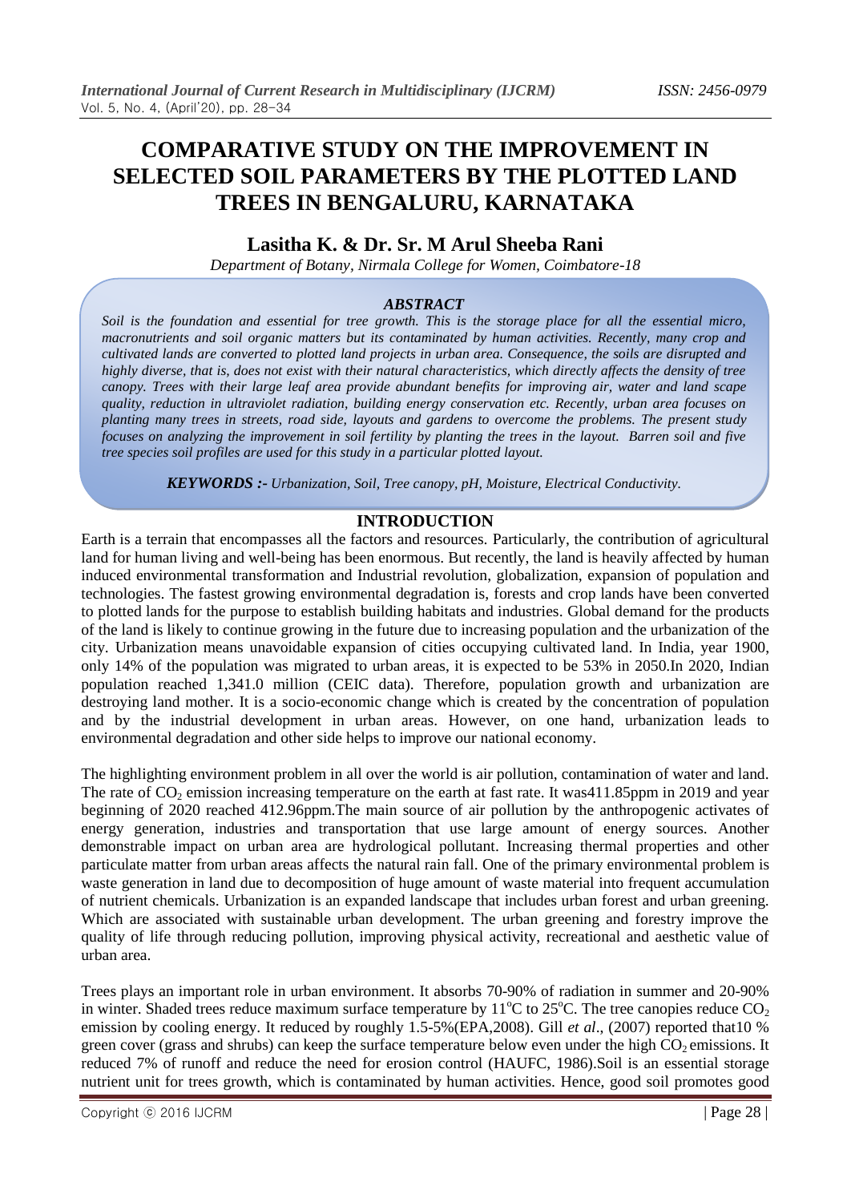# COMPARATIVE STUDY ON THE IMPROVEMENT IN SELECTED SOIL PARAMETERS BY THE PLOTTED LAND TREES IN BENGALURU, KARNATAKA

## Lasitha K. & Dr. Sr. M Arul Sheeba Rani

*Department of Botany, Nirmala College for Women, Coimbatore-18*

### *ABSTRACT*

*Soil is the foundation and essential for tree growth. This is the storage place for all the essential micro, macronutrients and soil organic matters but its contaminated by human activities. Recently, many crop and cultivated lands are converted to plotted land projects in urban area. Consequence, the soils are disrupted and highly diverse, that is, does not exist with their natural characteristics, which directly affects the density of tree canopy. Trees with their large leaf area provide abundant benefits for improving air, water and land scape quality, reduction in ultraviolet radiation, building energy conservation etc. Recently, urban area focuses on planting many trees in streets, road side, layouts and gardens to overcome the problems. The present study focuses on analyzing the improvement in soil fertility by planting the trees in the layout. Barren soil and five tree species soil profiles are used for this study in a particular plotted layout.*

***KEYWORDS :-*** *Urbanization, Soil, Tree canopy, pH, Moisture, Electrical Conductivity.*

## INTRODUCTION

Earth is a terrain that encompasses all the factors and resources. Particularly, the contribution of agricultural land for human living and well-being has been enormous. But recently, the land is heavily affected by human induced environmental transformation and Industrial revolution, globalization, expansion of population and technologies. The fastest growing environmental degradation is, forests and crop lands have been converted to plotted lands for the purpose to establish building habitats and industries. Global demand for the products of the land is likely to continue growing in the future due to increasing population and the urbanization of the city. Urbanization means unavoidable expansion of cities occupying cultivated land. In India, year 1900, only 14% of the population was migrated to urban areas, it is expected to be 53% in 2050.In 2020, Indian population reached 1,341.0 million (CEIC data). Therefore, population growth and urbanization are destroying land mother. It is a socio-economic change which is created by the concentration of population and by the industrial development in urban areas. However, on one hand, urbanization leads to environmental degradation and other side helps to improve our national economy.

The highlighting environment problem in all over the world is air pollution, contamination of water and land. The rate of $CO_2$ emission increasing temperature on the earth at fast rate. It was411.85ppm in 2019 and year beginning of 2020 reached 412.96ppm.The main source of air pollution by the anthropogenic activates of energy generation, industries and transportation that use large amount of energy sources. Another demonstrable impact on urban area are hydrological pollutant. Increasing thermal properties and other particulate matter from urban areas affects the natural rain fall. One of the primary environmental problem is waste generation in land due to decomposition of huge amount of waste material into frequent accumulation of nutrient chemicals. Urbanization is an expanded landscape that includes urban forest and urban greening. Which are associated with sustainable urban development. The urban greening and forestry improve the quality of life through reducing pollution, improving physical activity, recreational and aesthetic value of urban area.

Trees plays an important role in urban environment. It absorbs 70-90% of radiation in summer and 20-90% in winter. Shaded trees reduce maximum surface temperature by 11$^{o}$C to 25$^{o}$C. The tree canopies reduce $CO_2$ emission by cooling energy. It reduced by roughly 1.5-5%(EPA,2008). Gill *et al*., (2007) reported that10 % green cover (grass and shrubs) can keep the surface temperature below even under the high $CO_2$ emissions. It reduced 7% of runoff and reduce the need for erosion control (HAUFC, 1986).Soil is an essential storage nutrient unit for trees growth, which is contaminated by human activities. Hence, good soil promotes good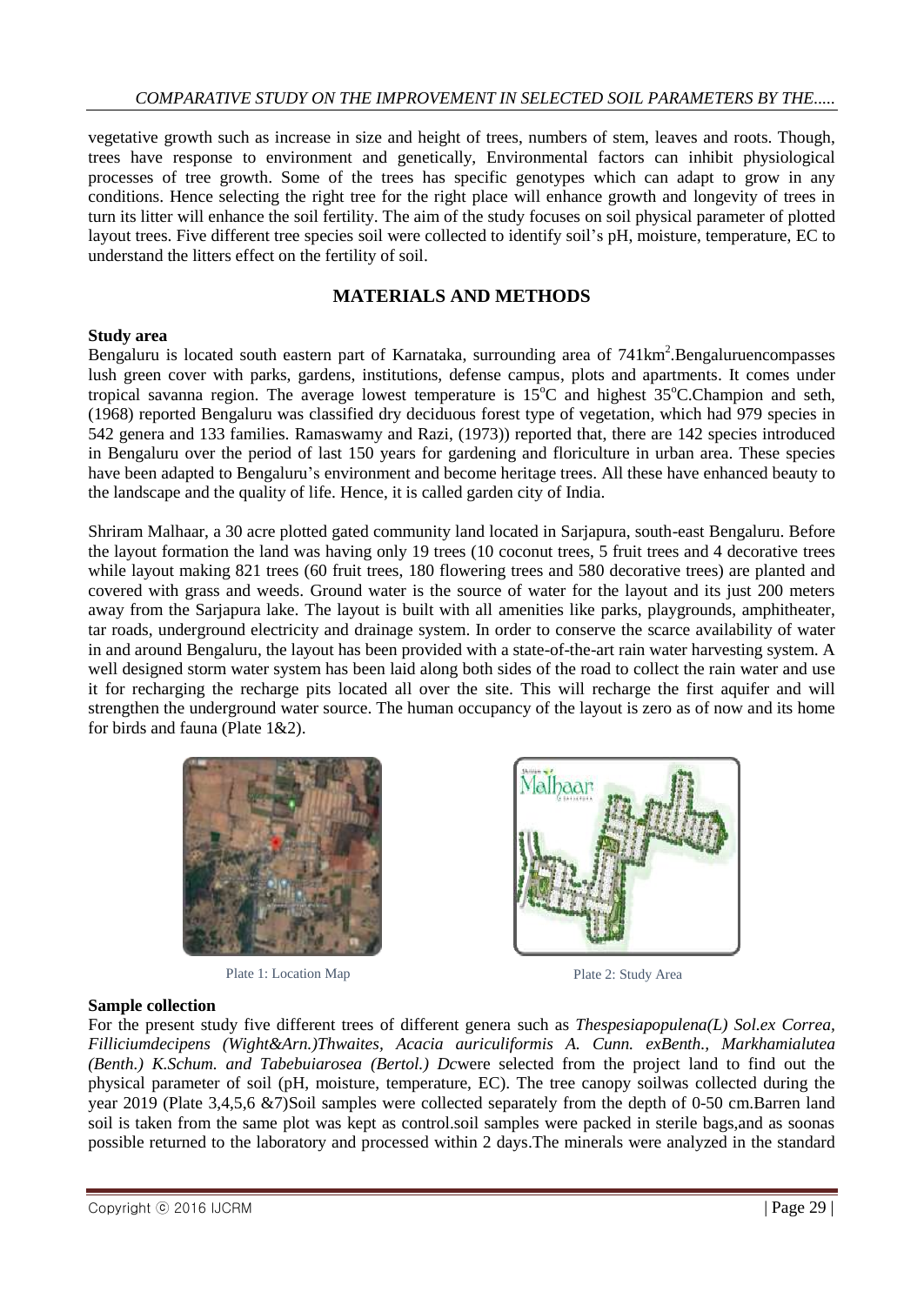vegetative growth such as increase in size and height of trees, numbers of stem, leaves and roots. Though, trees have response to environment and genetically, Environmental factors can inhibit physiological processes of tree growth. Some of the trees has specific genotypes which can adapt to grow in any conditions. Hence selecting the right tree for the right place will enhance growth and longevity of trees in turn its litter will enhance the soil fertility. The aim of the study focuses on soil physical parameter of plotted layout trees. Five different tree species soil were collected to identify soil's pH, moisture, temperature, EC to understand the litters effect on the fertility of soil.

## MATERIALS AND METHODS

**Study area**

Bengaluru is located south eastern part of Karnataka, surrounding area of 741km$^2$.Bengaluruencompasses lush green cover with parks, gardens, institutions, defense campus, plots and apartments. It comes under tropical savanna region. The average lowest temperature is 15$^o$C and highest 35$^o$C.Champion and seth, (1968) reported Bengaluru was classified dry deciduous forest type of vegetation, which had 979 species in 542 genera and 133 families. Ramaswamy and Razi, (1973)) reported that, there are 142 species introduced in Bengaluru over the period of last 150 years for gardening and floriculture in urban area. These species have been adapted to Bengaluru's environment and become heritage trees. All these have enhanced beauty to the landscape and the quality of life. Hence, it is called garden city of India.

Shriram Malhaar, a 30 acre plotted gated community land located in Sarjapura, south-east Bengaluru. Before the layout formation the land was having only 19 trees (10 coconut trees, 5 fruit trees and 4 decorative trees while layout making 821 trees (60 fruit trees, 180 flowering trees and 580 decorative trees) are planted and covered with grass and weeds. Ground water is the source of water for the layout and its just 200 meters away from the Sarjapura lake. The layout is built with all amenities like parks, playgrounds, amphitheater, tar roads, underground electricity and drainage system. In order to conserve the scarce availability of water in and around Bengaluru, the layout has been provided with a state-of-the-art rain water harvesting system. A well designed storm water system has been laid along both sides of the road to collect the rain water and use it for recharging the recharge pits located all over the site. This will recharge the first aquifer and will strengthen the underground water source. The human occupancy of the layout is zero as of now and its home for birds and fauna (Plate 1&2).

Plate 1: Location Map

Plate 2: Study Area

**Sample collection**

For the present study five different trees of different genera such as *Thespesiapopulena(L) Sol.ex Correa, Filliciumdecipens (Wight&Arn.)Thwaites, Acacia auriculiformis A. Cunn. exBenth., Markhamialutea (Benth.) K.Schum. and Tabebuiarosea (Bertol.) Dc*were selected from the project land to find out the physical parameter of soil (pH, moisture, temperature, EC). The tree canopy soilwas collected during the year 2019 (Plate 3,4,5,6 &7)Soil samples were collected separately from the depth of 0-50 cm.Barren land soil is taken from the same plot was kept as control.soil samples were packed in sterile bags,and as soonas possible returned to the laboratory and processed within 2 days.The minerals were analyzed in the standard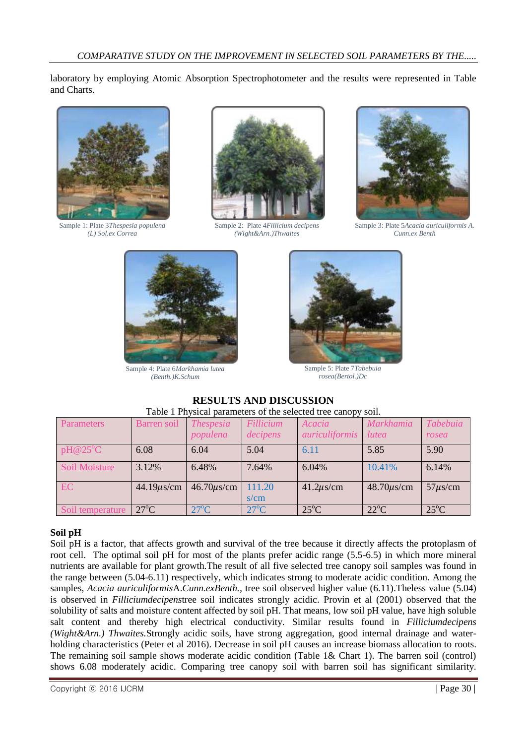laboratory by employing Atomic Absorption Spectrophotometer and the results were represented in Table and Charts.

Sample 1: Plate 3*Thespesia populena (L) Sol.ex Correa*

Sample 2: Plate 4*Fillicium decipens (Wight&Arn.)Thwaites*

Sample 3: Plate 5*Acacia auriculiformis A. Cunn.ex Benth*

Sample 4: Plate 6*Markhamia lutea (Benth.)K.Schum*

Sample 5: Plate 7*Tabebuia rosea(Bertol.)Dc*

## RESULTS AND DISCUSSION

Table 1 Physical parameters of the selected tree canopy soil.

| Parameters | Barren soil | *Thespesia populena* | *Fillicium decipens* | *Acacia auriculiformis* | *Markhamia lutea* | *Tabebuia rosea* |
|---|---|---|---|---|---|---|
| pH@25°C | 6.08 | 6.04 | 5.04 | 6.11 | 5.85 | 5.90 |
| Soil Moisture | 3.12% | 6.48% | 7.64% | 6.04% | 10.41% | 6.14% |
| EC | 44.19$\mu$s/cm | 46.70$\mu$s/cm | 111.20 s/cm | 41.2$\mu$s/cm | 48.70$\mu$s/cm | 57$\mu$s/cm |
| Soil temperature | 27°C | 27°C | 27°C | 25°C | 22°C | 25°C |

**Soil pH**

Soil pH is a factor, that affects growth and survival of the tree because it directly affects the protoplasm of root cell. The optimal soil pH for most of the plants prefer acidic range (5.5-6.5) in which more mineral nutrients are available for plant growth.The result of all five selected tree canopy soil samples was found in the range between (5.04-6.11) respectively, which indicates strong to moderate acidic condition. Among the samples, *Acacia auriculiformis*A.*Cunn.exBenth.,* tree soil observed higher value (6.11).Theless value (5.04) is observed in *Filliciumdecipens*tree soil indicates strongly acidic. Provin et al (2001) observed that the solubility of salts and moisture content affected by soil pH. That means, low soil pH value, have high soluble salt content and thereby high electrical conductivity. Similar results found in *Filliciumdecipens (Wight&Arn.) Thwaites.*Strongly acidic soils, have strong aggregation, good internal drainage and water-holding characteristics (Peter et al 2016). Decrease in soil pH causes an increase biomass allocation to roots. The remaining soil sample shows moderate acidic condition (Table 1& Chart 1). The barren soil (control) shows 6.08 moderately acidic. Comparing tree canopy soil with barren soil has significant similarity.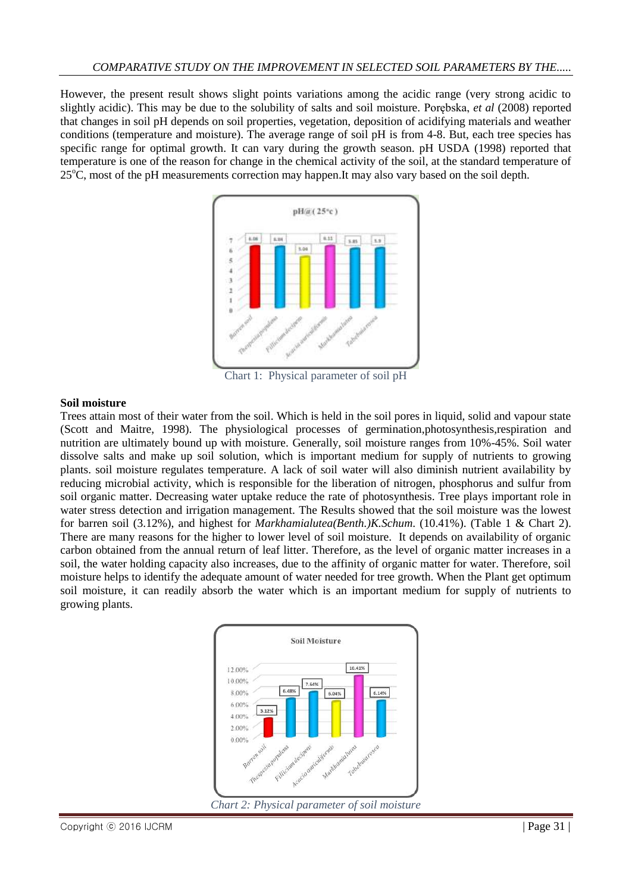However, the present result shows slight points variations among the acidic range (very strong acidic to slightly acidic). This may be due to the solubility of salts and soil moisture. Porębska, *et al* (2008) reported that changes in soil pH depends on soil properties, vegetation, deposition of acidifying materials and weather conditions (temperature and moisture). The average range of soil pH is from 4-8. But, each tree species has specific range for optimal growth. It can vary during the growth season. pH USDA (1998) reported that temperature is one of the reason for change in the chemical activity of the soil, at the standard temperature of 25°C, most of the pH measurements correction may happen.It may also vary based on the soil depth.

Chart 1: Physical parameter of soil pH

**Soil moisture**

Trees attain most of their water from the soil. Which is held in the soil pores in liquid, solid and vapour state (Scott and Maitre, 1998). The physiological processes of germination,photosynthesis,respiration and nutrition are ultimately bound up with moisture. Generally, soil moisture ranges from 10%-45%. Soil water dissolve salts and make up soil solution, which is important medium for supply of nutrients to growing plants. soil moisture regulates temperature. A lack of soil water will also diminish nutrient availability by reducing microbial activity, which is responsible for the liberation of nitrogen, phosphorus and sulfur from soil organic matter. Decreasing water uptake reduce the rate of photosynthesis. Tree plays important role in water stress detection and irrigation management. The Results showed that the soil moisture was the lowest for barren soil (3.12%), and highest for *Markhamialutea(Benth.)K.Schum*. (10.41%). (Table 1 & Chart 2). There are many reasons for the higher to lower level of soil moisture. It depends on availability of organic carbon obtained from the annual return of leaf litter. Therefore, as the level of organic matter increases in a soil, the water holding capacity also increases, due to the affinity of organic matter for water. Therefore, soil moisture helps to identify the adequate amount of water needed for tree growth. When the Plant get optimum soil moisture, it can readily absorb the water which is an important medium for supply of nutrients to growing plants.

*Chart 2: Physical parameter of soil moisture*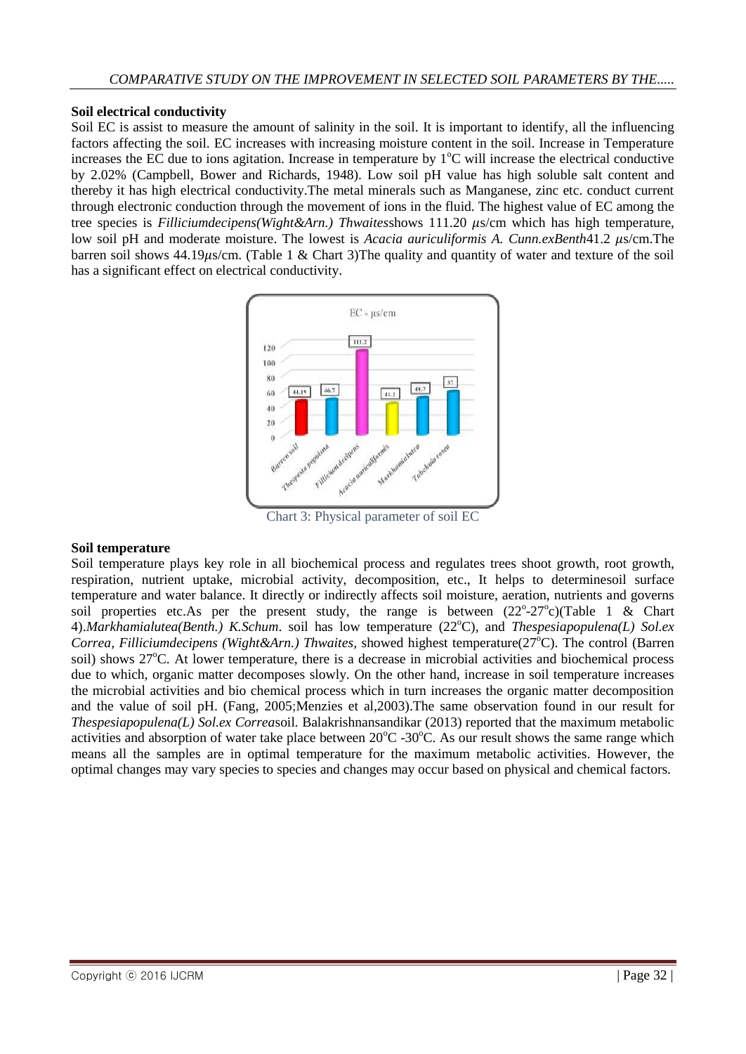**Soil electrical conductivity**

Soil EC is assist to measure the amount of salinity in the soil. It is important to identify, all the influencing factors affecting the soil. EC increases with increasing moisture content in the soil. Increase in Temperature increases the EC due to ions agitation. Increase in temperature by $1^{o}$C will increase the electrical conductive by 2.02% (Campbell, Bower and Richards, 1948). Low soil pH value has high soluble salt content and thereby it has high electrical conductivity.The metal minerals such as Manganese, zinc etc. conduct current through electronic conduction through the movement of ions in the fluid. The highest value of EC among the tree species is *Filliciumdecipens(Wight&Arn.) Thwaites*shows 111.20 $\mu$s/cm which has high temperature, low soil pH and moderate moisture. The lowest is *Acacia auriculiformis A. Cunn.exBenth*41.2 $\mu$s/cm.The barren soil shows 44.19$\mu$s/cm. (Table 1 & Chart 3)The quality and quantity of water and texture of the soil has a significant effect on electrical conductivity.

Chart 3: Physical parameter of soil EC

**Soil temperature**

Soil temperature plays key role in all biochemical process and regulates trees shoot growth, root growth, respiration, nutrient uptake, microbial activity, decomposition, etc., It helps to determinesoil surface temperature and water balance. It directly or indirectly affects soil moisture, aeration, nutrients and governs soil properties etc.As per the present study, the range is between ($22^{o}$-$27^{o}$c)(Table 1 & Chart 4).*Markhamialutea(Benth.) K.Schum*. soil has low temperature ($22^{o}$C), and *Thespesiapopulena(L) Sol.ex Correa, Filliciumdecipens (Wight&Arn.) Thwaites,* showed highest temperature($27^{o}$C). The control (Barren soil) shows $27^{o}$C. At lower temperature, there is a decrease in microbial activities and biochemical process due to which, organic matter decomposes slowly. On the other hand, increase in soil temperature increases the microbial activities and bio chemical process which in turn increases the organic matter decomposition and the value of soil pH. (Fang, 2005;Menzies et al,2003).The same observation found in our result for *Thespesiapopulena(L) Sol.ex Correa*soil. Balakrishnansandikar (2013) reported that the maximum metabolic activities and absorption of water take place between $20^{o}$C -$30^{o}$C. As our result shows the same range which means all the samples are in optimal temperature for the maximum metabolic activities. However, the optimal changes may vary species to species and changes may occur based on physical and chemical factors.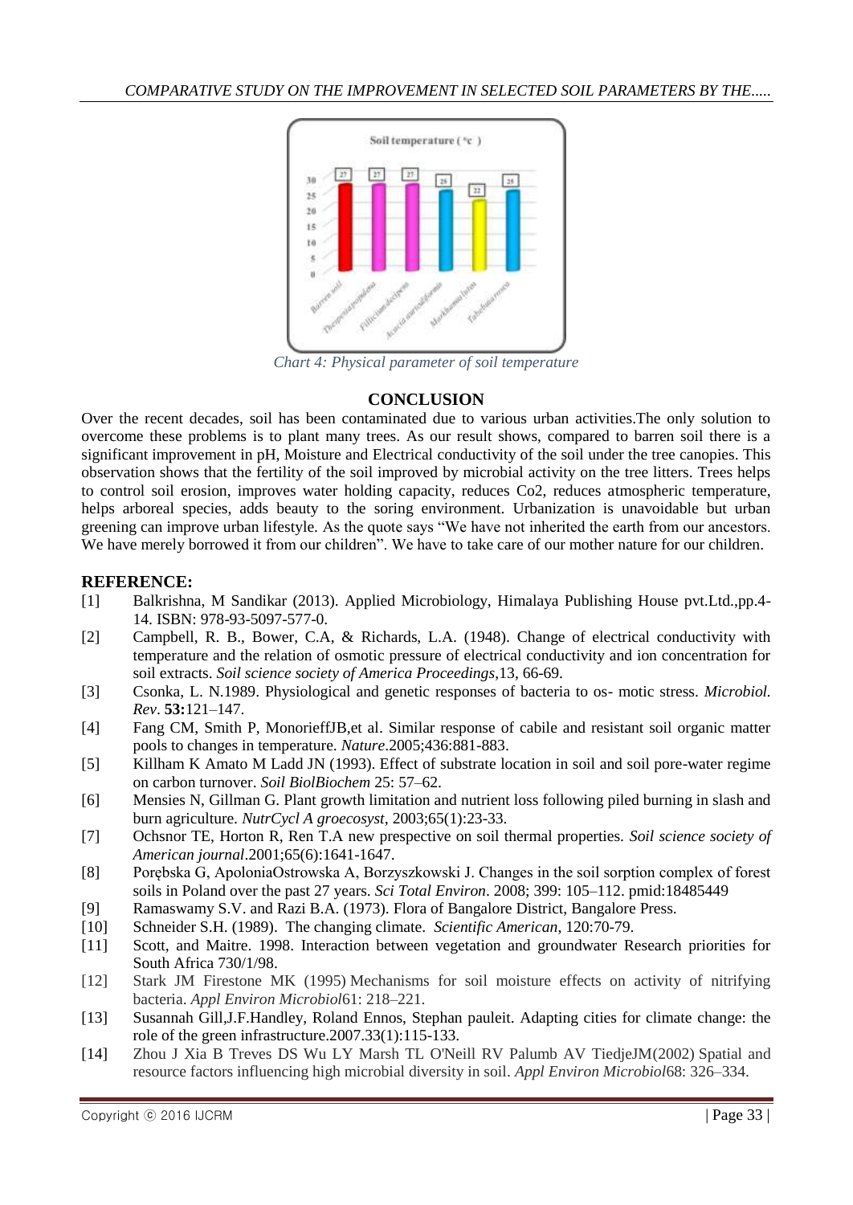Chart 4: Physical parameter of soil temperature

## CONCLUSION

Over the recent decades, soil has been contaminated due to various urban activities.The only solution to overcome these problems is to plant many trees. As our result shows, compared to barren soil there is a significant improvement in pH, Moisture and Electrical conductivity of the soil under the tree canopies. This observation shows that the fertility of the soil improved by microbial activity on the tree litters. Trees helps to control soil erosion, improves water holding capacity, reduces Co2, reduces atmospheric temperature, helps arboreal species, adds beauty to the soring environment. Urbanization is unavoidable but urban greening can improve urban lifestyle. As the quote says "We have not inherited the earth from our ancestors. We have merely borrowed it from our children". We have to take care of our mother nature for our children.

## REFERENCE:

[1] Balkrishna, M Sandikar (2013). Applied Microbiology, Himalaya Publishing House pvt.Ltd.,pp.4-14. ISBN: 978-93-5097-577-0.

[2] Campbell, R. B., Bower, C.A, & Richards, L.A. (1948). Change of electrical conductivity with temperature and the relation of osmotic pressure of electrical conductivity and ion concentration for soil extracts. *Soil science society of America Proceedings*,13, 66-69.

[3] Csonka, L. N.1989. Physiological and genetic responses of bacteria to os- motic stress. *Microbiol. Rev*. **53:**121–147.

[4] Fang CM, Smith P, MonorieffJB,et al. Similar response of cabile and resistant soil organic matter pools to changes in temperature. *Nature*.2005;436:881-883.

[5] Killham K Amato M Ladd JN (1993). Effect of substrate location in soil and soil pore-water regime on carbon turnover. *Soil BiolBiochem* 25: 57–62.

[6] Mensies N, Gillman G. Plant growth limitation and nutrient loss following piled burning in slash and burn agriculture. *NutrCycl A groecosyst*, 2003;65(1):23-33.

[7] Ochsnor TE, Horton R, Ren T.A new prespective on soil thermal properties. *Soil science society of American journal*.2001;65(6):1641-1647.

[8] Porębska G, ApoloniaOstrowska A, Borzyszkowski J. Changes in the soil sorption complex of forest soils in Poland over the past 27 years. *Sci Total Environ*. 2008; 399: 105–112. pmid:18485449

[9] Ramaswamy S.V. and Razi B.A. (1973). Flora of Bangalore District, Bangalore Press.

[10] Schneider S.H. (1989). The changing climate. *Scientific American*, 120:70-79.

[11] Scott, and Maitre. 1998. Interaction between vegetation and groundwater Research priorities for South Africa 730/1/98.

[12] Stark JM Firestone MK (1995) Mechanisms for soil moisture effects on activity of nitrifying bacteria. *Appl Environ Microbiol*61: 218–221.

[13] Susannah Gill,J.F.Handley, Roland Ennos, Stephan pauleit. Adapting cities for climate change: the role of the green infrastructure.2007.33(1):115-133.

[14] Zhou J Xia B Treves DS Wu LY Marsh TL O'Neill RV Palumb AV TiedjeJM(2002) Spatial and resource factors influencing high microbial diversity in soil. *Appl Environ Microbiol*68: 326–334.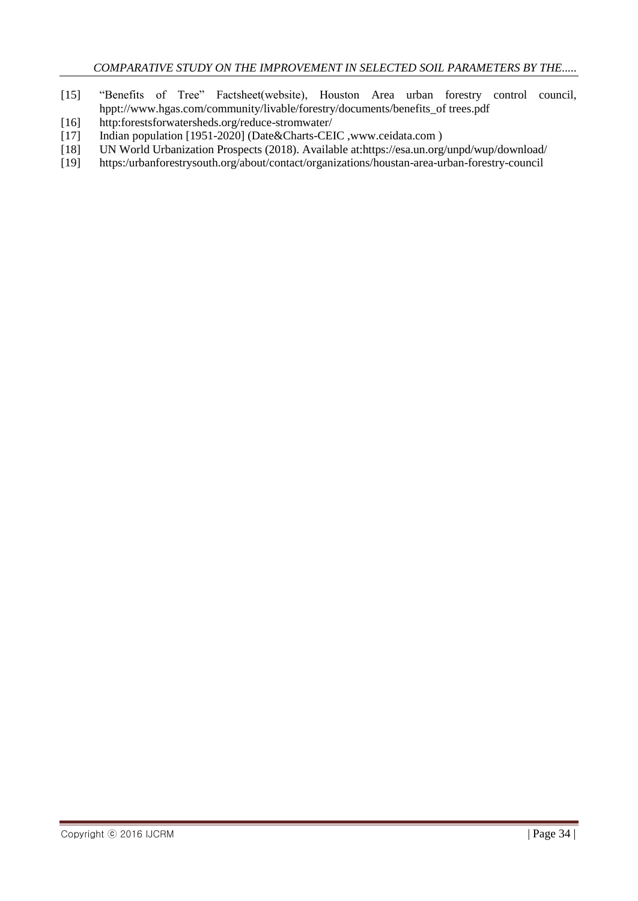[15] "Benefits of Tree" Factsheet(website), Houston Area urban forestry control council, hppt://www.hgas.com/community/livable/forestry/documents/benefits_of trees.pdf

[16] http:forestsforwatersheds.org/reduce-stromwater/

[17] Indian population [1951-2020] (Date&Charts-CEIC ,www.ceidata.com )

[18] UN World Urbanization Prospects (2018). Available at:https://esa.un.org/unpd/wup/download/

[19] https:/urbanforestrysouth.org/about/contact/organizations/houstan-area-urban-forestry-council